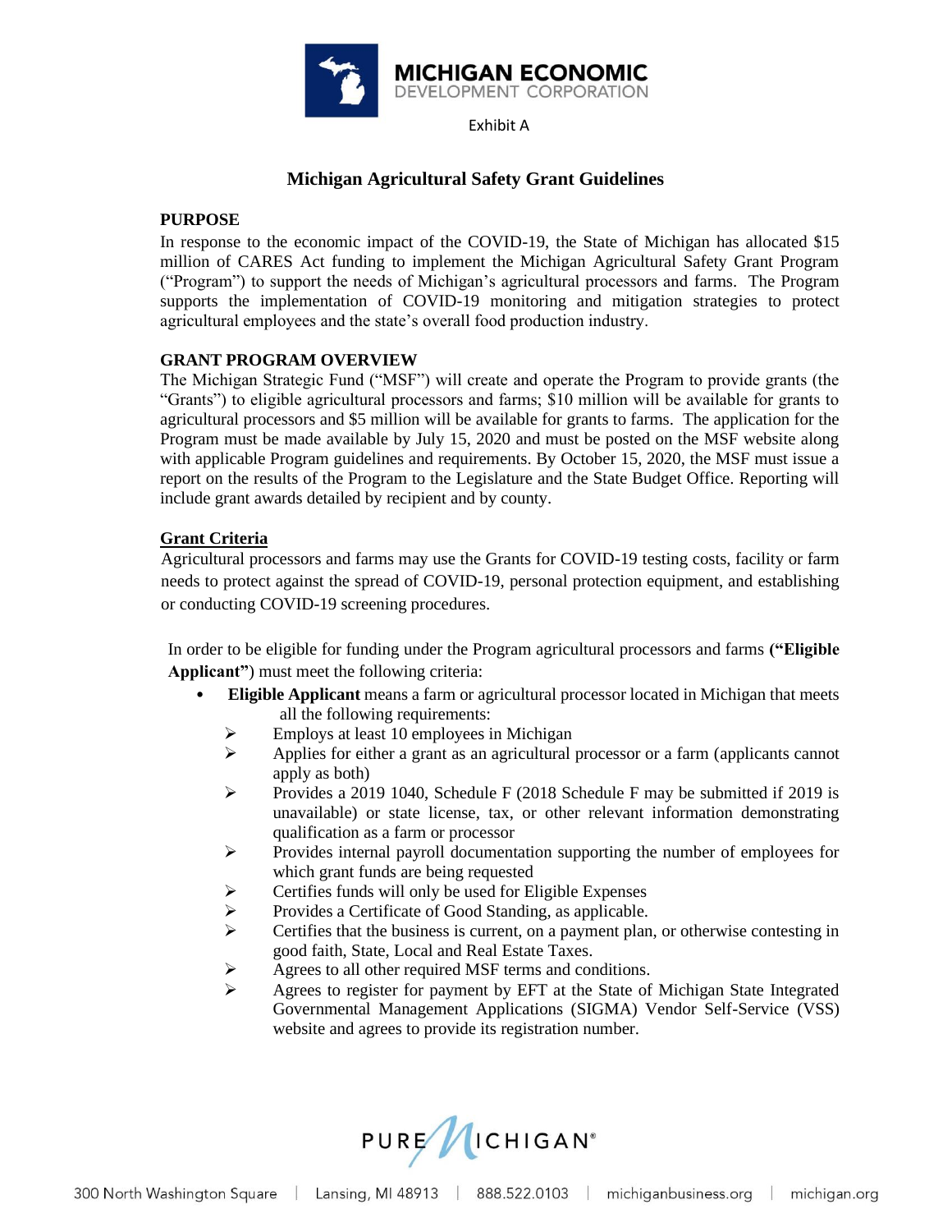# MICHIGAN ECONOMIC DEVELOPMENT CORPORATION

Exhibit A

## Michigan Agricultural Safety Grant Guidelines

### PURPOSE

In response to the economic impact of the COVID-19, the State of Michigan has allocated $15 million of CARES Act funding to implement the Michigan Agricultural Safety Grant Program ("Program") to support the needs of Michigan's agricultural processors and farms. The Program supports the implementation of COVID-19 monitoring and mitigation strategies to protect agricultural employees and the state's overall food production industry.

### GRANT PROGRAM OVERVIEW

The Michigan Strategic Fund ("MSF") will create and operate the Program to provide grants (the "Grants") to eligible agricultural processors and farms; $10 million will be available for grants to agricultural processors and $5 million will be available for grants to farms. The application for the Program must be made available by July 15, 2020 and must be posted on the MSF website along with applicable Program guidelines and requirements. By October 15, 2020, the MSF must issue a report on the results of the Program to the Legislature and the State Budget Office. Reporting will include grant awards detailed by recipient and by county.

### Grant Criteria

Agricultural processors and farms may use the Grants for COVID-19 testing costs, facility or farm needs to protect against the spread of COVID-19, personal protection equipment, and establishing or conducting COVID-19 screening procedures.

In order to be eligible for funding under the Program agricultural processors and farms **("Eligible Applicant")** must meet the following criteria:

- **Eligible Applicant** means a farm or agricultural processor located in Michigan that meets all the following requirements:
  - Employs at least 10 employees in Michigan
  - Applies for either a grant as an agricultural processor or a farm (applicants cannot apply as both)
  - Provides a 2019 1040, Schedule F (2018 Schedule F may be submitted if 2019 is unavailable) or state license, tax, or other relevant information demonstrating qualification as a farm or processor
  - Provides internal payroll documentation supporting the number of employees for which grant funds are being requested
  - Certifies funds will only be used for Eligible Expenses
  - Provides a Certificate of Good Standing, as applicable.
  - Certifies that the business is current, on a payment plan, or otherwise contesting in good faith, State, Local and Real Estate Taxes.
  - Agrees to all other required MSF terms and conditions.
  - Agrees to register for payment by EFT at the State of Michigan State Integrated Governmental Management Applications (SIGMA) Vendor Self-Service (VSS) website and agrees to provide its registration number.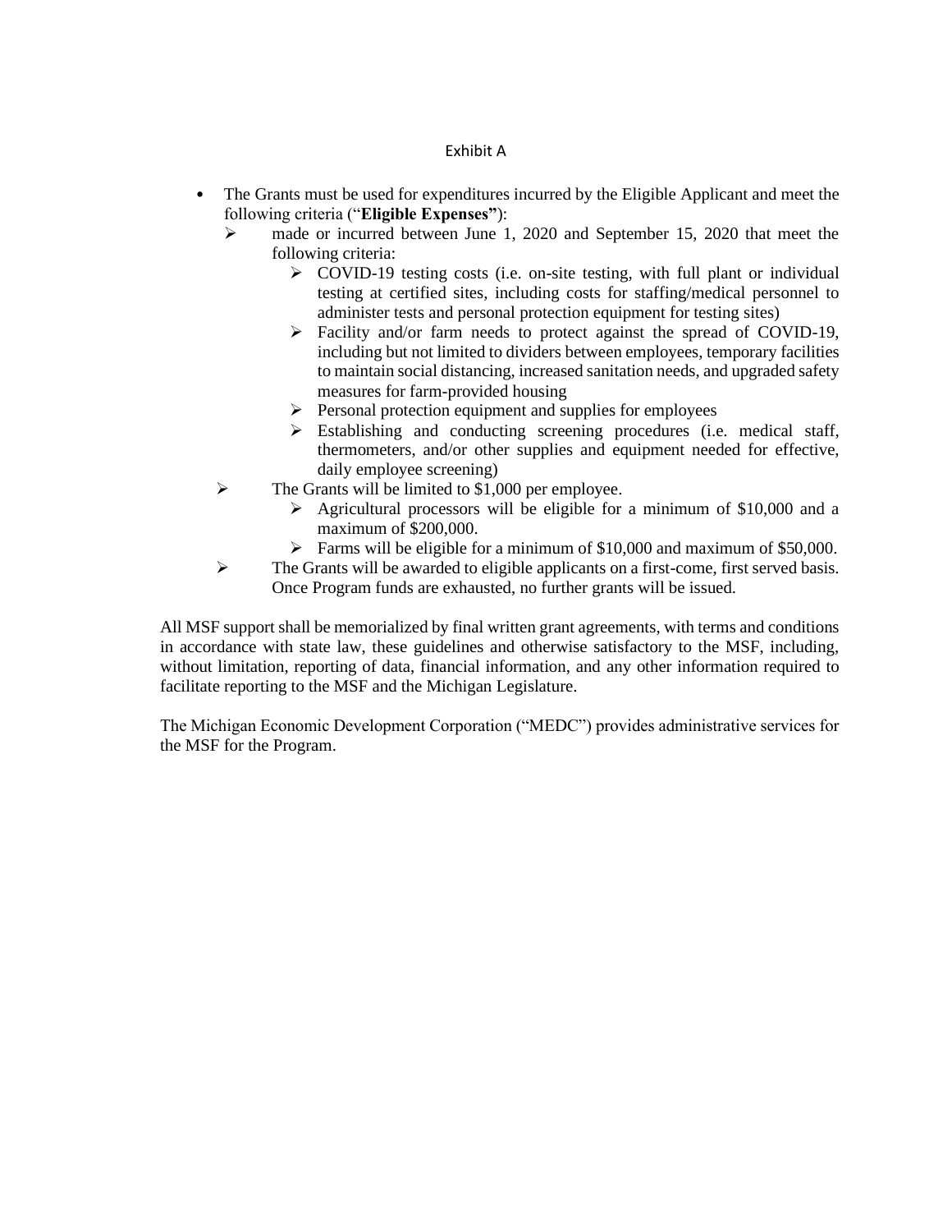Exhibit A

- The Grants must be used for expenditures incurred by the Eligible Applicant and meet the following criteria ("**Eligible Expenses"**):
  - made or incurred between June 1, 2020 and September 15, 2020 that meet the following criteria:
    - COVID-19 testing costs (i.e. on-site testing, with full plant or individual testing at certified sites, including costs for staffing/medical personnel to administer tests and personal protection equipment for testing sites)
    - Facility and/or farm needs to protect against the spread of COVID-19, including but not limited to dividers between employees, temporary facilities to maintain social distancing, increased sanitation needs, and upgraded safety measures for farm-provided housing
    - Personal protection equipment and supplies for employees
    - Establishing and conducting screening procedures (i.e. medical staff, thermometers, and/or other supplies and equipment needed for effective, daily employee screening)
  - The Grants will be limited to $1,000 per employee.
    - Agricultural processors will be eligible for a minimum of $10,000 and a maximum of $200,000.
    - Farms will be eligible for a minimum of $10,000 and maximum of $50,000.
  - The Grants will be awarded to eligible applicants on a first-come, first served basis. Once Program funds are exhausted, no further grants will be issued.

All MSF support shall be memorialized by final written grant agreements, with terms and conditions in accordance with state law, these guidelines and otherwise satisfactory to the MSF, including, without limitation, reporting of data, financial information, and any other information required to facilitate reporting to the MSF and the Michigan Legislature.

The Michigan Economic Development Corporation ("MEDC") provides administrative services for the MSF for the Program.